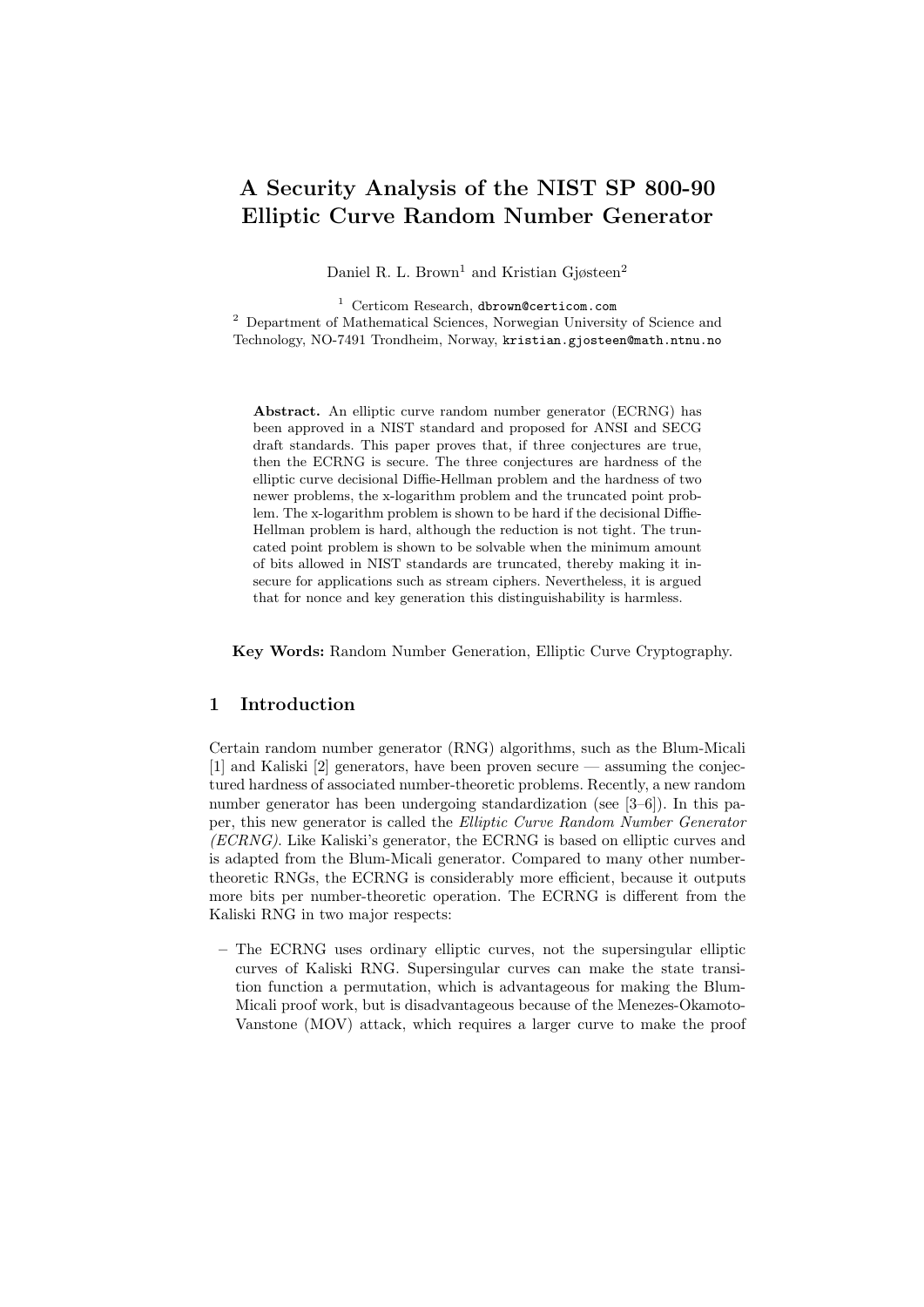# A Security Analysis of the NIST SP 800-90 Elliptic Curve Random Number Generator

Daniel R. L. Brown[1] and Kristian Gjøsteen[2]

[1] Certicom Research, dbrown@certicom.com
[2] Department of Mathematical Sciences, Norwegian University of Science and Technology, NO-7491 Trondheim, Norway, kristian.gjosteen@math.ntnu.no

**Abstract.** An elliptic curve random number generator (ECRNG) has been approved in a NIST standard and proposed for ANSI and SECG draft standards. This paper proves that, if three conjectures are true, then the ECRNG is secure. The three conjectures are hardness of the elliptic curve decisional Diffie-Hellman problem and the hardness of two newer problems, the x-logarithm problem and the truncated point problem. The x-logarithm problem is shown to be hard if the decisional Diffie-Hellman problem is hard, although the reduction is not tight. The truncated point problem is shown to be solvable when the minimum amount of bits allowed in NIST standards are truncated, thereby making it insecure for applications such as stream ciphers. Nevertheless, it is argued that for nonce and key generation this distinguishability is harmless.

**Key Words:** Random Number Generation, Elliptic Curve Cryptography.

## 1 Introduction

Certain random number generator (RNG) algorithms, such as the Blum-Micali [1] and Kaliski [2] generators, have been proven secure — assuming the conjectured hardness of associated number-theoretic problems. Recently, a new random number generator has been undergoing standardization (see [3–6]). In this paper, this new generator is called the *Elliptic Curve Random Number Generator (ECRNG)*. Like Kaliski's generator, the ECRNG is based on elliptic curves and is adapted from the Blum-Micali generator. Compared to many other number-theoretic RNGs, the ECRNG is considerably more efficient, because it outputs more bits per number-theoretic operation. The ECRNG is different from the Kaliski RNG in two major respects:

– The ECRNG uses ordinary elliptic curves, not the supersingular elliptic curves of Kaliski RNG. Supersingular curves can make the state transition function a permutation, which is advantageous for making the Blum-Micali proof work, but is disadvantageous because of the Menezes-Okamoto-Vanstone (MOV) attack, which requires a larger curve to make the proof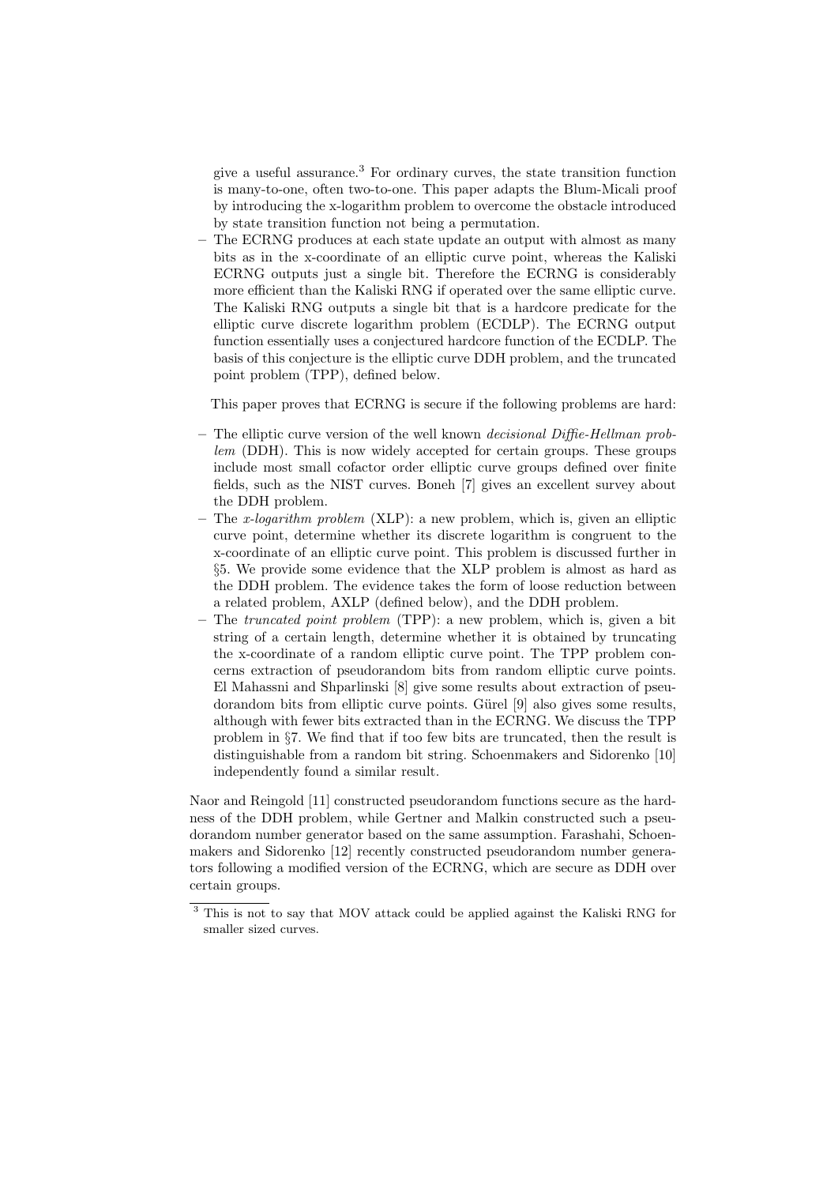give a useful assurance.[3] For ordinary curves, the state transition function is many-to-one, often two-to-one. This paper adapts the Blum-Micali proof by introducing the x-logarithm problem to overcome the obstacle introduced by state transition function not being a permutation.

- The ECRNG produces at each state update an output with almost as many bits as in the x-coordinate of an elliptic curve point, whereas the Kaliski ECRNG outputs just a single bit. Therefore the ECRNG is considerably more efficient than the Kaliski RNG if operated over the same elliptic curve. The Kaliski RNG outputs a single bit that is a hardcore predicate for the elliptic curve discrete logarithm problem (ECDLP). The ECRNG output function essentially uses a conjectured hardcore function of the ECDLP. The basis of this conjecture is the elliptic curve DDH problem, and the truncated point problem (TPP), defined below.

This paper proves that ECRNG is secure if the following problems are hard:

- The elliptic curve version of the well known *decisional Diffie-Hellman problem* (DDH). This is now widely accepted for certain groups. These groups include most small cofactor order elliptic curve groups defined over finite fields, such as the NIST curves. Boneh [7] gives an excellent survey about the DDH problem.
- The *x-logarithm problem* (XLP): a new problem, which is, given an elliptic curve point, determine whether its discrete logarithm is congruent to the x-coordinate of an elliptic curve point. This problem is discussed further in §5. We provide some evidence that the XLP problem is almost as hard as the DDH problem. The evidence takes the form of loose reduction between a related problem, AXLP (defined below), and the DDH problem.
- The *truncated point problem* (TPP): a new problem, which is, given a bit string of a certain length, determine whether it is obtained by truncating the x-coordinate of a random elliptic curve point. The TPP problem concerns extraction of pseudorandom bits from random elliptic curve points. El Mahassni and Shparlinski [8] give some results about extraction of pseudorandom bits from elliptic curve points. Gürel [9] also gives some results, although with fewer bits extracted than in the ECRNG. We discuss the TPP problem in §7. We find that if too few bits are truncated, then the result is distinguishable from a random bit string. Schoenmakers and Sidorenko [10] independently found a similar result.

Naor and Reingold [11] constructed pseudorandom functions secure as the hardness of the DDH problem, while Gertner and Malkin constructed such a pseudorandom number generator based on the same assumption. Farashahi, Schoenmakers and Sidorenko [12] recently constructed pseudorandom number generators following a modified version of the ECRNG, which are secure as DDH over certain groups.

[3] This is not to say that MOV attack could be applied against the Kaliski RNG for smaller sized curves.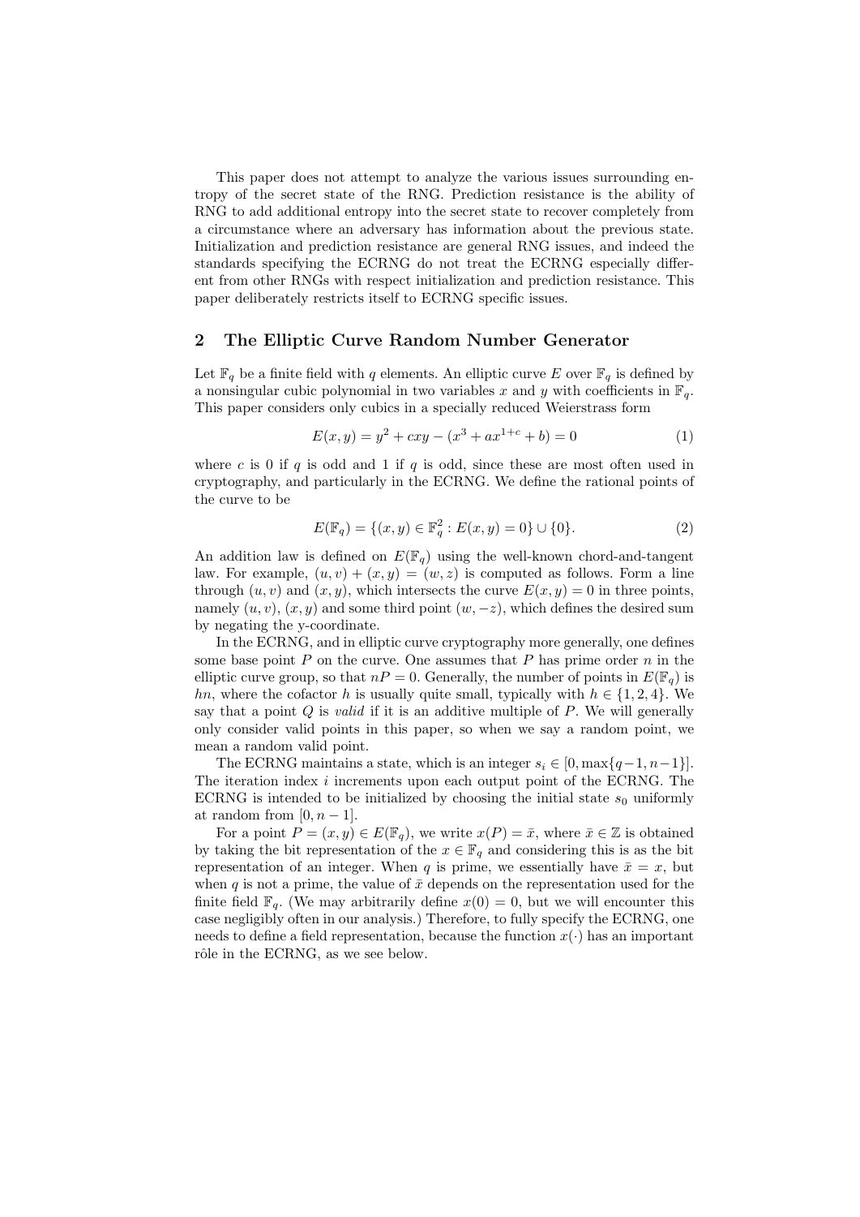This paper does not attempt to analyze the various issues surrounding entropy of the secret state of the RNG. Prediction resistance is the ability of RNG to add additional entropy into the secret state to recover completely from a circumstance where an adversary has information about the previous state. Initialization and prediction resistance are general RNG issues, and indeed the standards specifying the ECRNG do not treat the ECRNG especially different from other RNGs with respect initialization and prediction resistance. This paper deliberately restricts itself to ECRNG specific issues.

## 2 The Elliptic Curve Random Number Generator

Let $\mathbb{F}_q$ be a finite field with $q$ elements. An elliptic curve $E$ over $\mathbb{F}_q$ is defined by a nonsingular cubic polynomial in two variables $x$ and $y$ with coefficients in $\mathbb{F}_q$. This paper considers only cubics in a specially reduced Weierstrass form

$$E(x, y) = y^2 + cxy - (x^3 + ax^{1+c} + b) = 0 \tag{1}$$

where $c$ is 0 if $q$ is odd and 1 if $q$ is odd, since these are most often used in cryptography, and particularly in the ECRNG. We define the rational points of the curve to be

$$E(\mathbb{F}_q) = \{(x, y) \in \mathbb{F}_q^2 : E(x, y) = 0\} \cup \{0\}. \tag{2}$$

An addition law is defined on $E(\mathbb{F}_q)$ using the well-known chord-and-tangent law. For example, $(u, v) + (x, y) = (w, z)$ is computed as follows. Form a line through $(u, v)$ and $(x, y)$, which intersects the curve $E(x, y) = 0$ in three points, namely $(u, v)$, $(x, y)$ and some third point $(w, -z)$, which defines the desired sum by negating the y-coordinate.

In the ECRNG, and in elliptic curve cryptography more generally, one defines some base point $P$ on the curve. One assumes that $P$ has prime order $n$ in the elliptic curve group, so that $nP = 0$. Generally, the number of points in $E(\mathbb{F}_q)$ is $hn$, where the cofactor $h$ is usually quite small, typically with $h \in \{1, 2, 4\}$. We say that a point $Q$ is *valid* if it is an additive multiple of $P$. We will generally only consider valid points in this paper, so when we say a random point, we mean a random valid point.

The ECRNG maintains a state, which is an integer $s_i \in [0, \max\{q-1, n-1\}]$. The iteration index $i$ increments upon each output point of the ECRNG. The ECRNG is intended to be initialized by choosing the initial state $s_0$ uniformly at random from $[0, n-1]$.

For a point $P = (x, y) \in E(\mathbb{F}_q)$, we write $x(P) = \bar{x}$, where $\bar{x} \in \mathbb{Z}$ is obtained by taking the bit representation of the $x \in \mathbb{F}_q$ and considering this is as the bit representation of an integer. When $q$ is prime, we essentially have $\bar{x} = x$, but when $q$ is not a prime, the value of $\bar{x}$ depends on the representation used for the finite field $\mathbb{F}_q$. (We may arbitrarily define $x(0) = 0$, but we will encounter this case negligibly often in our analysis.) Therefore, to fully specify the ECRNG, one needs to define a field representation, because the function $x(\cdot)$ has an important rôle in the ECRNG, as we see below.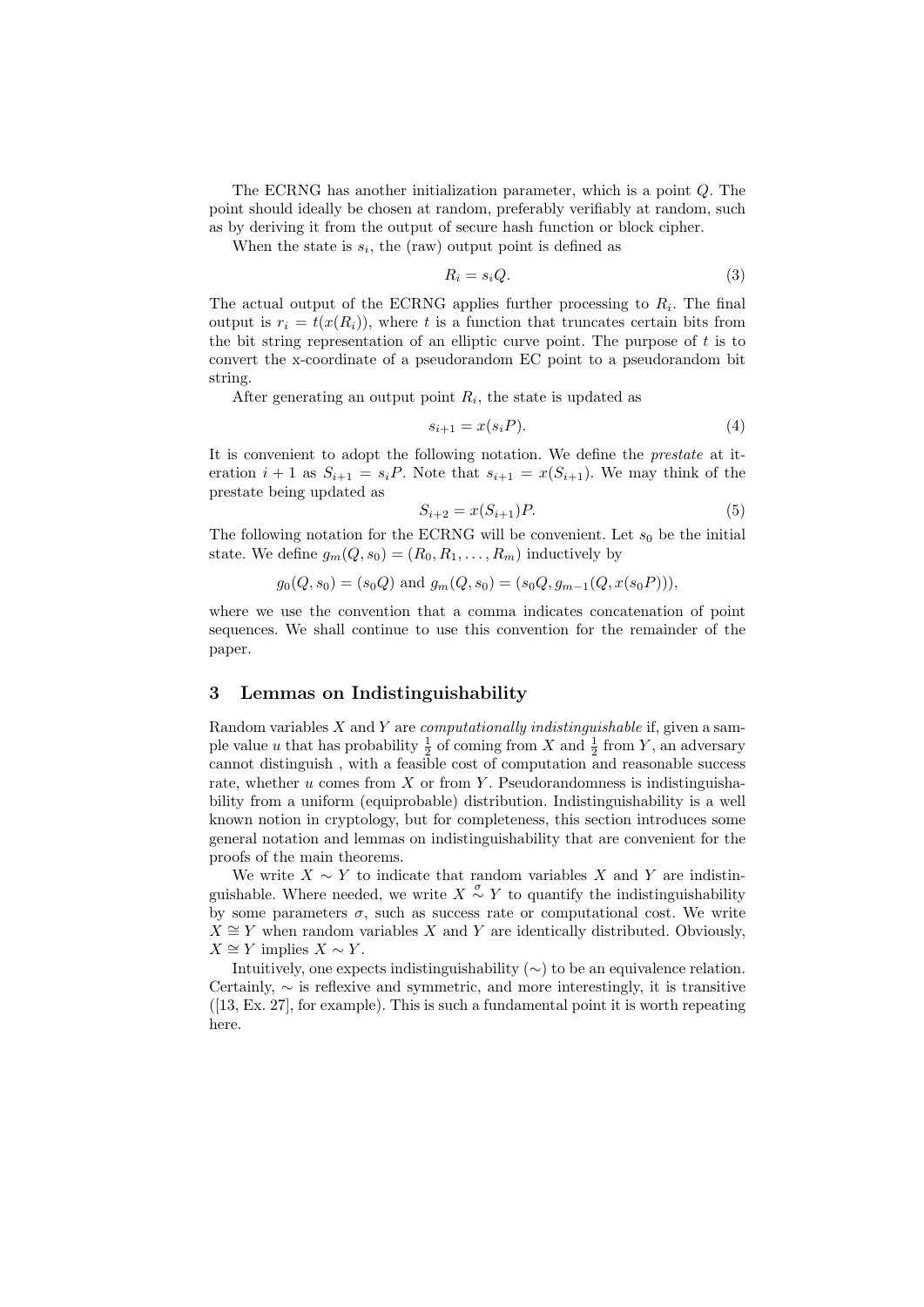The ECRNG has another initialization parameter, which is a point $Q$. The point should ideally be chosen at random, preferably verifiably at random, such as by deriving it from the output of secure hash function or block cipher.

When the state is $s_i$, the (raw) output point is defined as

$$R_i = s_i Q. \tag{3}$$

The actual output of the ECRNG applies further processing to $R_i$. The final output is $r_i = t(x(R_i))$, where $t$ is a function that truncates certain bits from the bit string representation of an elliptic curve point. The purpose of $t$ is to convert the x-coordinate of a pseudorandom EC point to a pseudorandom bit string.

After generating an output point $R_i$, the state is updated as

$$s_{i+1} = x(s_i P). \tag{4}$$

It is convenient to adopt the following notation. We define the *prestate* at iteration $i+1$ as $S_{i+1} = s_i P$. Note that $s_{i+1} = x(S_{i+1})$. We may think of the prestate being updated as

$$S_{i+2} = x(S_{i+1})P. \tag{5}$$

The following notation for the ECRNG will be convenient. Let $s_0$ be the initial state. We define $g_m(Q, s_0) = (R_0, R_1, \ldots, R_m)$ inductively by

$$g_0(Q, s_0) = (s_0 Q) \text{ and } g_m(Q, s_0) = (s_0 Q, g_{m-1}(Q, x(s_0 P))),$$

where we use the convention that a comma indicates concatenation of point sequences. We shall continue to use this convention for the remainder of the paper.

## 3 Lemmas on Indistinguishability

Random variables $X$ and $Y$ are *computationally indistinguishable* if, given a sample value $u$ that has probability $\frac{1}{2}$ of coming from $X$ and $\frac{1}{2}$ from $Y$, an adversary cannot distinguish , with a feasible cost of computation and reasonable success rate, whether $u$ comes from $X$ or from $Y$. Pseudorandomness is indistinguishability from a uniform (equiprobable) distribution. Indistinguishability is a well known notion in cryptology, but for completeness, this section introduces some general notation and lemmas on indistinguishability that are convenient for the proofs of the main theorems.

We write $X \sim Y$ to indicate that random variables $X$ and $Y$ are indistinguishable. Where needed, we write $X \overset{\sigma}{\sim} Y$ to quantify the indistinguishability by some parameters $\sigma$, such as success rate or computational cost. We write $X \cong Y$ when random variables $X$ and $Y$ are identically distributed. Obviously, $X \cong Y$ implies $X \sim Y$.

Intuitively, one expects indistinguishability ($\sim$) to be an equivalence relation. Certainly, $\sim$ is reflexive and symmetric, and more interestingly, it is transitive ([13, Ex. 27], for example). This is such a fundamental point it is worth repeating here.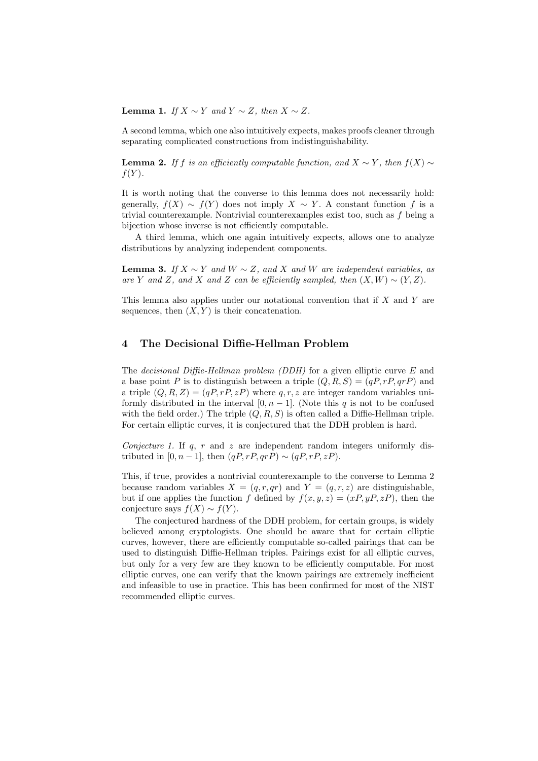**Lemma 1.** *If $X \sim Y$ and $Y \sim Z$, then $X \sim Z$.*

A second lemma, which one also intuitively expects, makes proofs cleaner through separating complicated constructions from indistinguishability.

**Lemma 2.** *If $f$ is an efficiently computable function, and $X \sim Y$, then $f(X) \sim f(Y)$.*

It is worth noting that the converse to this lemma does not necessarily hold: generally, $f(X) \sim f(Y)$ does not imply $X \sim Y$. A constant function $f$ is a trivial counterexample. Nontrivial counterexamples exist too, such as $f$ being a bijection whose inverse is not efficiently computable.

A third lemma, which one again intuitively expects, allows one to analyze distributions by analyzing independent components.

**Lemma 3.** *If $X \sim Y$ and $W \sim Z$, and $X$ and $W$ are independent variables, as are $Y$ and $Z$, and $X$ and $Z$ can be efficiently sampled, then $(X, W) \sim (Y, Z)$.*

This lemma also applies under our notational convention that if $X$ and $Y$ are sequences, then $(X, Y)$ is their concatenation.

## 4 The Decisional Diffie-Hellman Problem

The *decisional Diffie-Hellman problem (DDH)* for a given elliptic curve $E$ and a base point $P$ is to distinguish between a triple $(Q, R, S) = (qP, rP, qrP)$ and a triple $(Q, R, Z) = (qP, rP, zP)$ where $q, r, z$ are integer random variables uniformly distributed in the interval $[0, n-1]$. (Note this $q$ is not to be confused with the field order.) The triple $(Q, R, S)$ is often called a Diffie-Hellman triple. For certain elliptic curves, it is conjectured that the DDH problem is hard.

*Conjecture 1.* If $q$, $r$ and $z$ are independent random integers uniformly distributed in $[0, n-1]$, then $(qP, rP, qrP) \sim (qP, rP, zP)$.

This, if true, provides a nontrivial counterexample to the converse to Lemma 2 because random variables $X = (q, r, qr)$ and $Y = (q, r, z)$ are distinguishable, but if one applies the function $f$ defined by $f(x, y, z) = (xP, yP, zP)$, then the conjecture says $f(X) \sim f(Y)$.

The conjectured hardness of the DDH problem, for certain groups, is widely believed among cryptologists. One should be aware that for certain elliptic curves, however, there are efficiently computable so-called pairings that can be used to distinguish Diffie-Hellman triples. Pairings exist for all elliptic curves, but only for a very few are they known to be efficiently computable. For most elliptic curves, one can verify that the known pairings are extremely inefficient and infeasible to use in practice. This has been confirmed for most of the NIST recommended elliptic curves.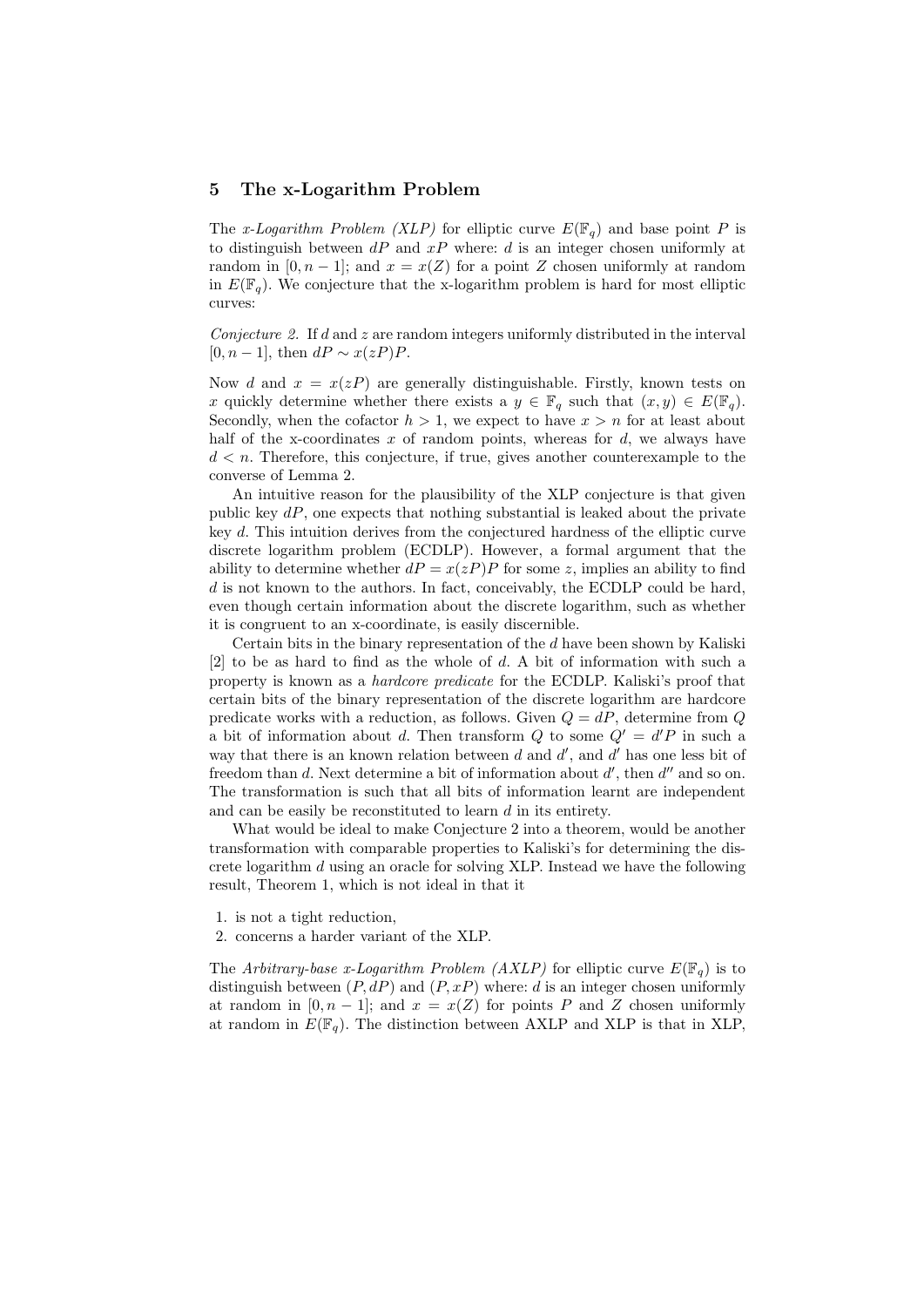## 5 The x-Logarithm Problem

The *x-Logarithm Problem (XLP)* for elliptic curve $E(\mathbb{F}_q)$ and base point $P$ is to distinguish between $dP$ and $xP$ where: $d$ is an integer chosen uniformly at random in $[0, n-1]$; and $x = x(Z)$ for a point $Z$ chosen uniformly at random in $E(\mathbb{F}_q)$. We conjecture that the x-logarithm problem is hard for most elliptic curves:

*Conjecture 2.* If $d$ and $z$ are random integers uniformly distributed in the interval $[0, n-1]$, then $dP \sim x(zP)P$.

Now $d$ and $x = x(zP)$ are generally distinguishable. Firstly, known tests on $x$ quickly determine whether there exists a $y \in \mathbb{F}_q$ such that $(x, y) \in E(\mathbb{F}_q)$. Secondly, when the cofactor $h > 1$, we expect to have $x > n$ for at least about half of the x-coordinates $x$ of random points, whereas for $d$, we always have $d < n$. Therefore, this conjecture, if true, gives another counterexample to the converse of Lemma 2.

An intuitive reason for the plausibility of the XLP conjecture is that given public key $dP$, one expects that nothing substantial is leaked about the private key $d$. This intuition derives from the conjectured hardness of the elliptic curve discrete logarithm problem (ECDLP). However, a formal argument that the ability to determine whether $dP = x(zP)P$ for some $z$, implies an ability to find $d$ is not known to the authors. In fact, conceivably, the ECDLP could be hard, even though certain information about the discrete logarithm, such as whether it is congruent to an x-coordinate, is easily discernible.

Certain bits in the binary representation of the $d$ have been shown by Kaliski [2] to be as hard to find as the whole of $d$. A bit of information with such a property is known as a *hardcore predicate* for the ECDLP. Kaliski's proof that certain bits of the binary representation of the discrete logarithm are hardcore predicate works with a reduction, as follows. Given $Q = dP$, determine from $Q$ a bit of information about $d$. Then transform $Q$ to some $Q' = d'P$ in such a way that there is an known relation between $d$ and $d'$, and $d'$ has one less bit of freedom than $d$. Next determine a bit of information about $d'$, then $d''$ and so on. The transformation is such that all bits of information learnt are independent and can be easily be reconstituted to learn $d$ in its entirety.

What would be ideal to make Conjecture 2 into a theorem, would be another transformation with comparable properties to Kaliski's for determining the discrete logarithm $d$ using an oracle for solving XLP. Instead we have the following result, Theorem 1, which is not ideal in that it

1. is not a tight reduction,
2. concerns a harder variant of the XLP.

The *Arbitrary-base x-Logarithm Problem (AXLP)* for elliptic curve $E(\mathbb{F}_q)$ is to distinguish between $(P, dP)$ and $(P, xP)$ where: $d$ is an integer chosen uniformly at random in $[0, n-1]$; and $x = x(Z)$ for points $P$ and $Z$ chosen uniformly at random in $E(\mathbb{F}_q)$. The distinction between AXLP and XLP is that in XLP,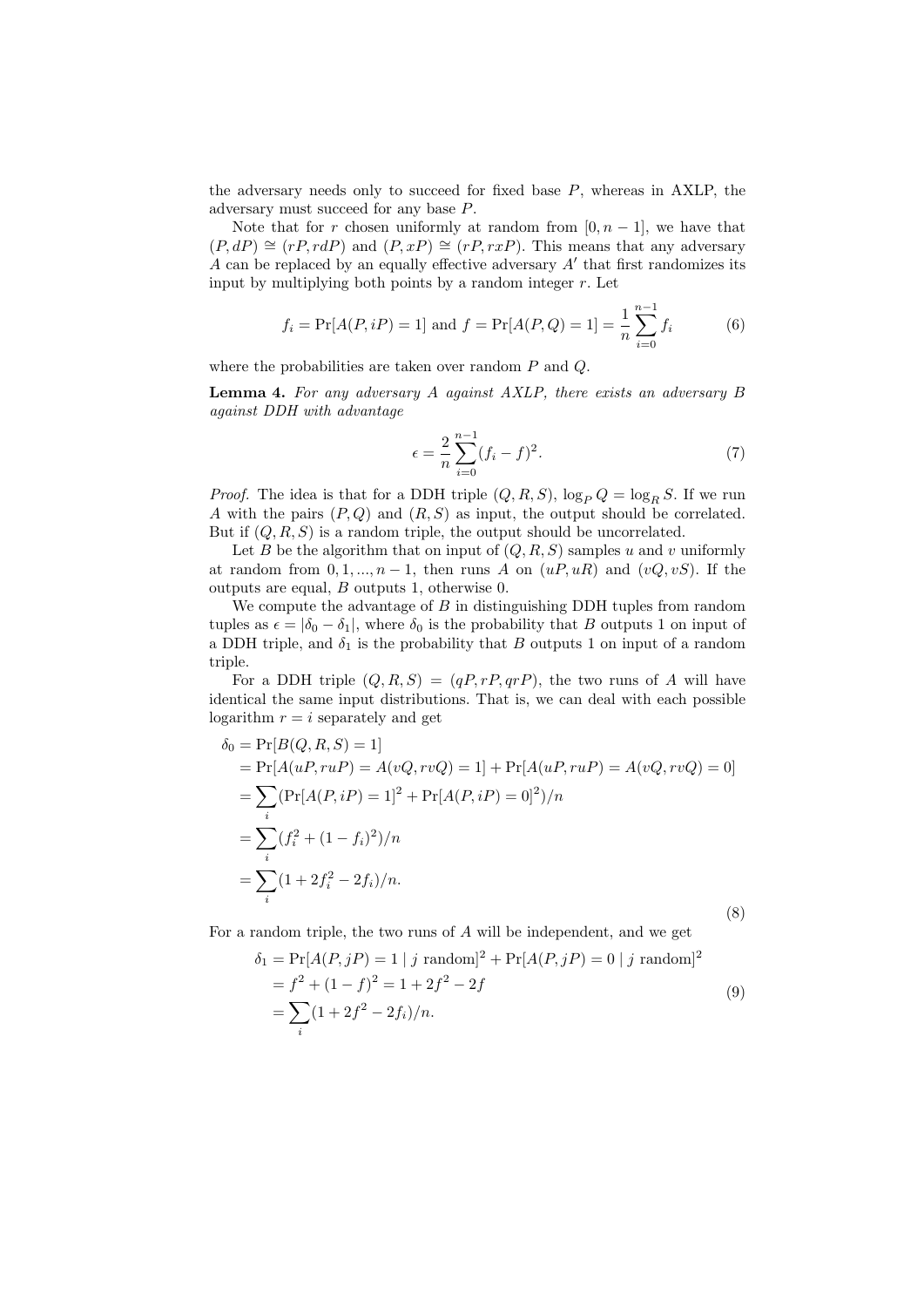the adversary needs only to succeed for fixed base $P$, whereas in AXLP, the adversary must succeed for any base $P$.

Note that for $r$ chosen uniformly at random from $[0, n-1]$, we have that $(P, dP) \cong (rP, rdP)$ and $(P, xP) \cong (rP, rxP)$. This means that any adversary $A$ can be replaced by an equally effective adversary $A'$ that first randomizes its input by multiplying both points by a random integer $r$. Let

$$f_i = \Pr[A(P, iP) = 1] \text{ and } f = \Pr[A(P, Q) = 1] = \frac{1}{n} \sum_{i=0}^{n-1} f_i \tag{6}$$

where the probabilities are taken over random $P$ and $Q$.

**Lemma 4.** *For any adversary $A$ against AXLP, there exists an adversary $B$ against DDH with advantage*

$$\epsilon = \frac{2}{n} \sum_{i=0}^{n-1} (f_i - f)^2. \tag{7}$$

*Proof.* The idea is that for a DDH triple $(Q, R, S)$, $\log_P Q = \log_R S$. If we run $A$ with the pairs $(P, Q)$ and $(R, S)$ as input, the output should be correlated. But if $(Q, R, S)$ is a random triple, the output should be uncorrelated.

Let $B$ be the algorithm that on input of $(Q, R, S)$ samples $u$ and $v$ uniformly at random from $0, 1, ..., n-1$, then runs $A$ on $(uP, uR)$ and $(vQ, vS)$. If the outputs are equal, $B$ outputs 1, otherwise 0.

We compute the advantage of $B$ in distinguishing DDH tuples from random tuples as $\epsilon = |\delta_0 - \delta_1|$, where $\delta_0$ is the probability that $B$ outputs 1 on input of a DDH triple, and $\delta_1$ is the probability that $B$ outputs 1 on input of a random triple.

For a DDH triple $(Q, R, S) = (qP, rP, qrP)$, the two runs of $A$ will have identical the same input distributions. That is, we can deal with each possible logarithm $r = i$ separately and get

$$\begin{aligned}
\delta_0 &= \Pr[B(Q, R, S) = 1] \\
&= \Pr[A(uP, ruP) = A(vQ, rvQ) = 1] + \Pr[A(uP, ruP) = A(vQ, rvQ) = 0] \\
&= \sum_i (\Pr[A(P, iP) = 1]^2 + \Pr[A(P, iP) = 0]^2)/n \\
&= \sum_i (f_i^2 + (1 - f_i)^2)/n \\
&= \sum_i (1 + 2f_i^2 - 2f_i)/n.
\end{aligned} \tag{8}$$

For a random triple, the two runs of $A$ will be independent, and we get

$$\begin{aligned}
\delta_1 &= \Pr[A(P, jP) = 1 \mid j \text{ random}]^2 + \Pr[A(P, jP) = 0 \mid j \text{ random}]^2 \\
&= f^2 + (1 - f)^2 = 1 + 2f^2 - 2f \\
&= \sum_i (1 + 2f^2 - 2f_i)/n.
\end{aligned} \tag{9}$$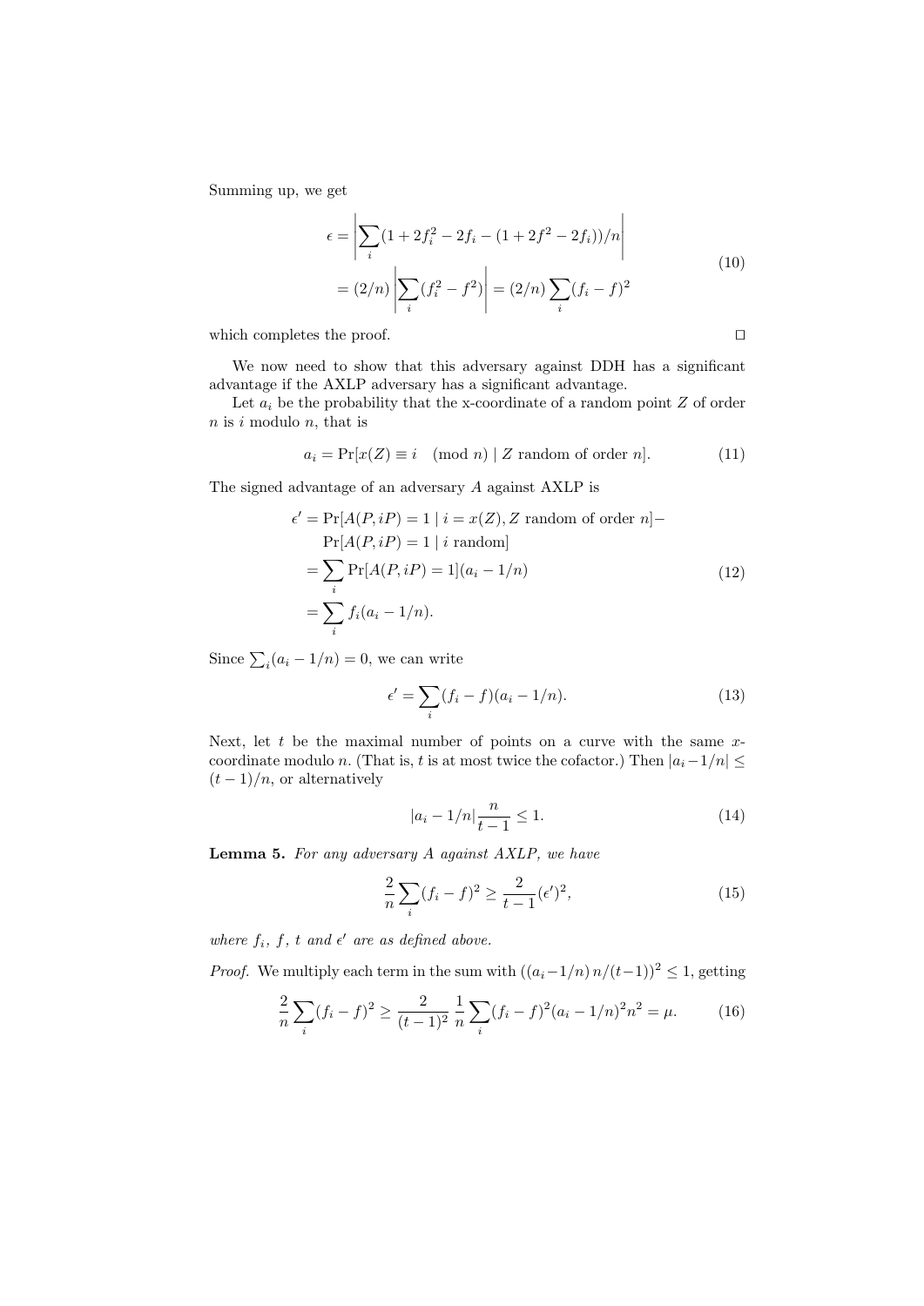Summing up, we get

$$\begin{aligned} \epsilon &= \left| \sum_i (1 + 2f_i^2 - 2f_i - (1 + 2f^2 - 2f_i))/n \right| \\ &= (2/n) \left| \sum_i (f_i^2 - f^2) \right| = (2/n) \sum_i (f_i - f)^2 \end{aligned} \tag{10}$$

which completes the proof. □

We now need to show that this adversary against DDH has a significant advantage if the AXLP adversary has a significant advantage.

Let $a_i$ be the probability that the x-coordinate of a random point $Z$ of order $n$ is $i$ modulo $n$, that is

$$a_i = \Pr[x(Z) \equiv i \pmod{n} \mid Z \text{ random of order } n]. \tag{11}$$

The signed advantage of an adversary $A$ against AXLP is

$$\begin{aligned} \epsilon' &= \Pr[A(P, iP) = 1 \mid i = x(Z), Z \text{ random of order } n] - \\ &\quad \Pr[A(P, iP) = 1 \mid i \text{ random}] \\ &= \sum_i \Pr[A(P, iP) = 1](a_i - 1/n) \\ &= \sum_i f_i(a_i - 1/n). \end{aligned} \tag{12}$$

Since $\sum_i (a_i - 1/n) = 0$, we can write

$$\epsilon' = \sum_i (f_i - f)(a_i - 1/n). \tag{13}$$

Next, let $t$ be the maximal number of points on a curve with the same $x$-coordinate modulo $n$. (That is, $t$ is at most twice the cofactor.) Then $|a_i - 1/n| \leq (t-1)/n$, or alternatively

$$|a_i - 1/n| \frac{n}{t-1} \leq 1. \tag{14}$$

**Lemma 5.** *For any adversary $A$ against AXLP, we have*

$$\frac{2}{n} \sum_i (f_i - f)^2 \geq \frac{2}{t-1} (\epsilon')^2, \tag{15}$$

*where $f_i$, $f$, $t$ and $\epsilon'$ are as defined above.*

*Proof.* We multiply each term in the sum with $((a_i - 1/n)\, n/(t-1))^2 \leq 1$, getting

$$\frac{2}{n} \sum_i (f_i - f)^2 \geq \frac{2}{(t-1)^2} \, \frac{1}{n} \sum_i (f_i - f)^2 (a_i - 1/n)^2 n^2 = \mu. \tag{16}$$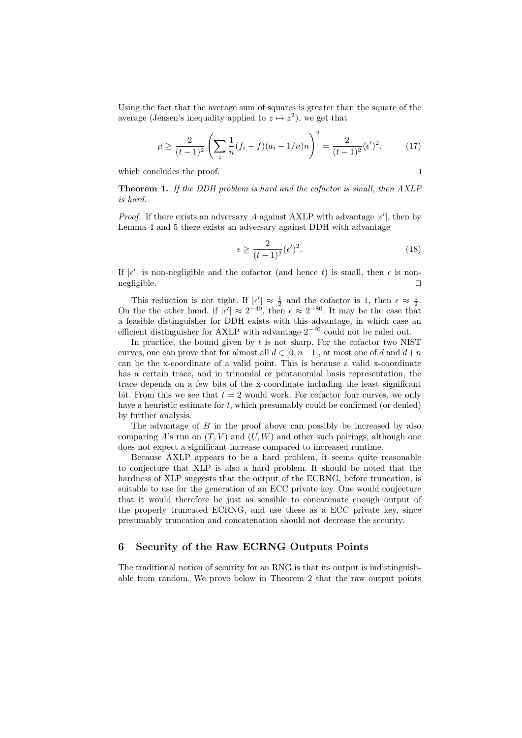Using the fact that the average sum of squares is greater than the square of the average (Jensen's inequality applied to $z \mapsto z^2$), we get that

$$\mu \geq \frac{2}{(t-1)^2} \left( \sum_i \frac{1}{n}(f_i - f)(a_i - 1/n)n \right)^2 = \frac{2}{(t-1)^2}(\epsilon')^2, \tag{17}$$

which concludes the proof. $\square$

**Theorem 1.** *If the DDH problem is hard and the cofactor is small, then AXLP is hard.*

*Proof.* If there exists an adversary $A$ against AXLP with advantage $|\epsilon'|$, then by Lemma 4 and 5 there exists an adversary against DDH with advantage

$$\epsilon \geq \frac{2}{(t-1)^2}(\epsilon')^2. \tag{18}$$

If $|\epsilon'|$ is non-negligible and the cofactor (and hence $t$) is small, then $\epsilon$ is non-negligible. $\square$

This reduction is not tight. If $|\epsilon'| \approx \frac{1}{2}$ and the cofactor is 1, then $\epsilon \approx \frac{1}{2}$. On the the other hand, if $|\epsilon'| \approx 2^{-40}$, then $\epsilon \approx 2^{-80}$. It may be the case that a feasible distinguisher for DDH exists with this advantage, in which case an efficient distinguisher for AXLP with advantage $2^{-40}$ could not be ruled out.

In practice, the bound given by $t$ is not sharp. For the cofactor two NIST curves, one can prove that for almost all $d \in [0, n-1]$, at most one of $d$ and $d+n$ can be the x-coordinate of a valid point. This is because a valid x-coordinate has a certain trace, and in trinomial or pentanomial basis representation, the trace depends on a few bits of the x-coordinate including the least significant bit. From this we see that $t = 2$ would work. For cofactor four curves, we only have a heuristic estimate for $t$, which presumably could be confirmed (or denied) by further analysis.

The advantage of $B$ in the proof above can possibly be increased by also comparing $A$'s run on $(T, V)$ and $(U, W)$ and other such pairings, although one does not expect a significant increase compared to increased runtime.

Because AXLP appears to be a hard problem, it seems quite reasonable to conjecture that XLP is also a hard problem. It should be noted that the hardness of XLP suggests that the output of the ECRNG, before truncation, is suitable to use for the generation of an ECC private key. One would conjecture that it would therefore be just as sensible to concatenate enough output of the properly truncated ECRNG, and use these as a ECC private key, since presumably truncation and concatenation should not decrease the security.

## 6 Security of the Raw ECRNG Outputs Points

The traditional notion of security for an RNG is that its output is indistinguishable from random. We prove below in Theorem 2 that the raw output points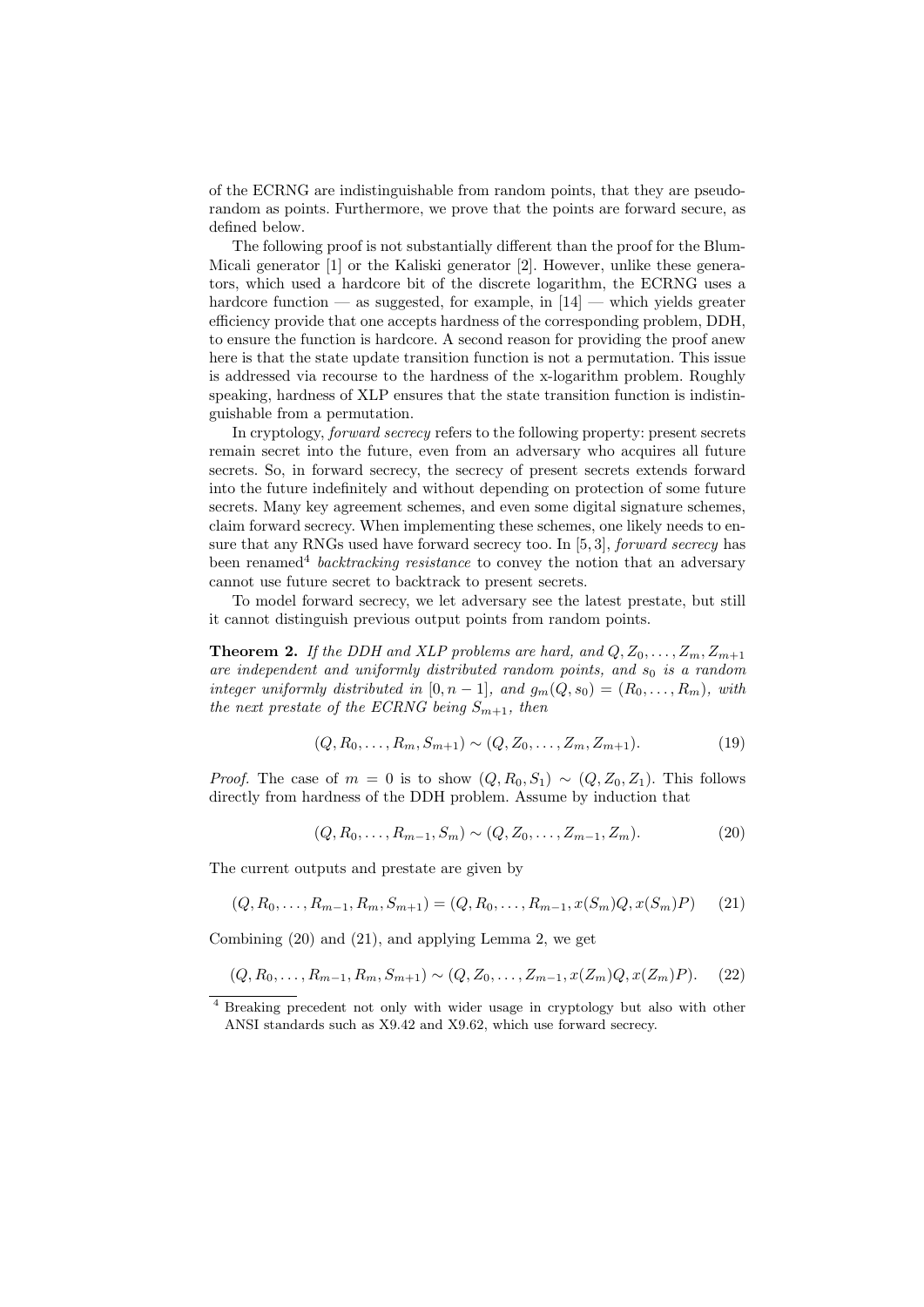of the ECRNG are indistinguishable from random points, that they are pseudorandom as points. Furthermore, we prove that the points are forward secure, as defined below.

The following proof is not substantially different than the proof for the Blum-Micali generator [1] or the Kaliski generator [2]. However, unlike these generators, which used a hardcore bit of the discrete logarithm, the ECRNG uses a hardcore function — as suggested, for example, in [14] — which yields greater efficiency provide that one accepts hardness of the corresponding problem, DDH, to ensure the function is hardcore. A second reason for providing the proof anew here is that the state update transition function is not a permutation. This issue is addressed via recourse to the hardness of the x-logarithm problem. Roughly speaking, hardness of XLP ensures that the state transition function is indistinguishable from a permutation.

In cryptology, *forward secrecy* refers to the following property: present secrets remain secret into the future, even from an adversary who acquires all future secrets. So, in forward secrecy, the secrecy of present secrets extends forward into the future indefinitely and without depending on protection of some future secrets. Many key agreement schemes, and even some digital signature schemes, claim forward secrecy. When implementing these schemes, one likely needs to ensure that any RNGs used have forward secrecy too. In [5, 3], *forward secrecy* has been renamed[4] *backtracking resistance* to convey the notion that an adversary cannot use future secret to backtrack to present secrets.

To model forward secrecy, we let adversary see the latest prestate, but still it cannot distinguish previous output points from random points.

**Theorem 2.** *If the DDH and XLP problems are hard, and $Q, Z_0, \ldots, Z_m, Z_{m+1}$ are independent and uniformly distributed random points, and $s_0$ is a random integer uniformly distributed in $[0, n-1]$, and $g_m(Q, s_0) = (R_0, \ldots, R_m)$, with the next prestate of the ECRNG being $S_{m+1}$, then*

$$(Q, R_0, \ldots, R_m, S_{m+1}) \sim (Q, Z_0, \ldots, Z_m, Z_{m+1}). \tag{19}$$

*Proof.* The case of $m = 0$ is to show $(Q, R_0, S_1) \sim (Q, Z_0, Z_1)$. This follows directly from hardness of the DDH problem. Assume by induction that

$$(Q, R_0, \ldots, R_{m-1}, S_m) \sim (Q, Z_0, \ldots, Z_{m-1}, Z_m). \tag{20}$$

The current outputs and prestate are given by

$$(Q, R_0, \ldots, R_{m-1}, R_m, S_{m+1}) = (Q, R_0, \ldots, R_{m-1}, x(S_m)Q, x(S_m)P) \tag{21}$$

Combining (20) and (21), and applying Lemma 2, we get

$$(Q, R_0, \ldots, R_{m-1}, R_m, S_{m+1}) \sim (Q, Z_0, \ldots, Z_{m-1}, x(Z_m)Q, x(Z_m)P). \tag{22}$$

---

[4] Breaking precedent not only with wider usage in cryptology but also with other ANSI standards such as X9.42 and X9.62, which use forward secrecy.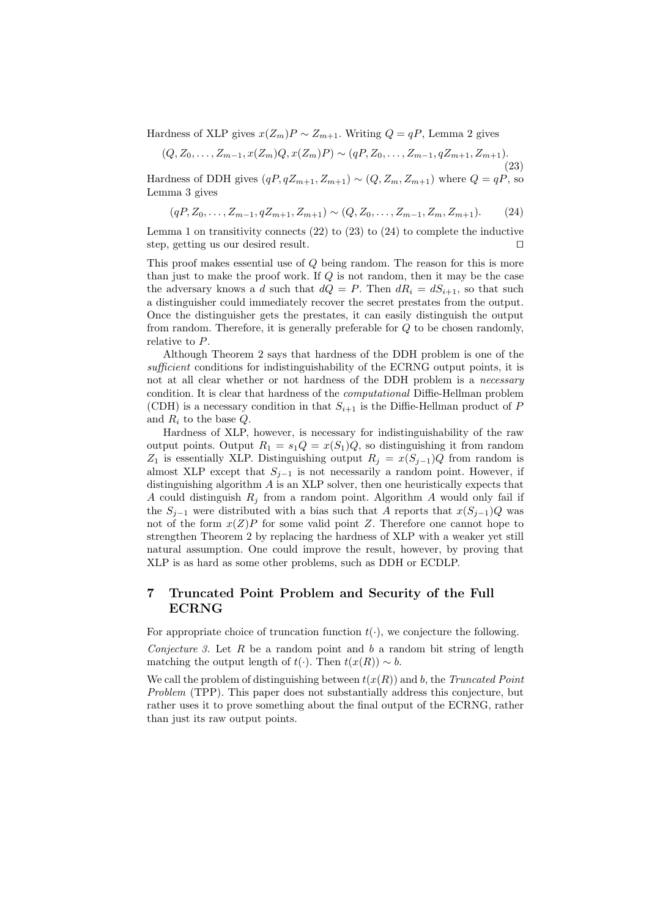Hardness of XLP gives $x(Z_m)P \sim Z_{m+1}$. Writing $Q = qP$, Lemma 2 gives

$$(Q, Z_0, \ldots, Z_{m-1}, x(Z_m)Q, x(Z_m)P) \sim (qP, Z_0, \ldots, Z_{m-1}, qZ_{m+1}, Z_{m+1}). \tag{23}$$

Hardness of DDH gives $(qP, qZ_{m+1}, Z_{m+1}) \sim (Q, Z_m, Z_{m+1})$ where $Q = qP$, so Lemma 3 gives

$$(qP, Z_0, \ldots, Z_{m-1}, qZ_{m+1}, Z_{m+1}) \sim (Q, Z_0, \ldots, Z_{m-1}, Z_m, Z_{m+1}). \tag{24}$$

Lemma 1 on transitivity connects (22) to (23) to (24) to complete the inductive step, getting us our desired result. ☐

This proof makes essential use of $Q$ being random. The reason for this is more than just to make the proof work. If $Q$ is not random, then it may be the case the adversary knows a $d$ such that $dQ = P$. Then $dR_i = dS_{i+1}$, so that such a distinguisher could immediately recover the secret prestates from the output. Once the distinguisher gets the prestates, it can easily distinguish the output from random. Therefore, it is generally preferable for $Q$ to be chosen randomly, relative to $P$.

Although Theorem 2 says that hardness of the DDH problem is one of the *sufficient* conditions for indistinguishability of the ECRNG output points, it is not at all clear whether or not hardness of the DDH problem is a *necessary* condition. It is clear that hardness of the *computational* Diffie-Hellman problem (CDH) is a necessary condition in that $S_{i+1}$ is the Diffie-Hellman product of $P$ and $R_i$ to the base $Q$.

Hardness of XLP, however, is necessary for indistinguishability of the raw output points. Output $R_1 = s_1 Q = x(S_1)Q$, so distinguishing it from random $Z_1$ is essentially XLP. Distinguishing output $R_j = x(S_{j-1})Q$ from random is almost XLP except that $S_{j-1}$ is not necessarily a random point. However, if distinguishing algorithm $A$ is an XLP solver, then one heuristically expects that $A$ could distinguish $R_j$ from a random point. Algorithm $A$ would only fail if the $S_{j-1}$ were distributed with a bias such that $A$ reports that $x(S_{j-1})Q$ was not of the form $x(Z)P$ for some valid point $Z$. Therefore one cannot hope to strengthen Theorem 2 by replacing the hardness of XLP with a weaker yet still natural assumption. One could improve the result, however, by proving that XLP is as hard as some other problems, such as DDH or ECDLP.

## 7 Truncated Point Problem and Security of the Full ECRNG

For appropriate choice of truncation function $t(\cdot)$, we conjecture the following.

*Conjecture 3.* Let $R$ be a random point and $b$ a random bit string of length matching the output length of $t(\cdot)$. Then $t(x(R)) \sim b$.

We call the problem of distinguishing between $t(x(R))$ and $b$, the *Truncated Point Problem* (TPP). This paper does not substantially address this conjecture, but rather uses it to prove something about the final output of the ECRNG, rather than just its raw output points.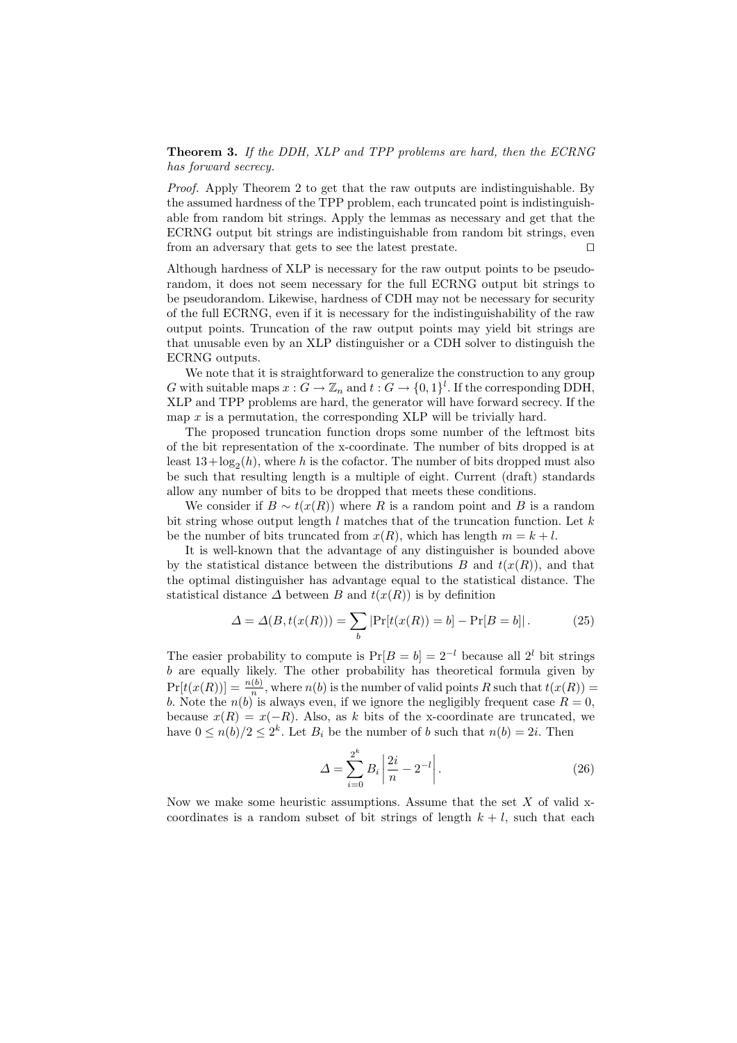**Theorem 3.** *If the DDH, XLP and TPP problems are hard, then the ECRNG has forward secrecy.*

*Proof.* Apply Theorem 2 to get that the raw outputs are indistinguishable. By the assumed hardness of the TPP problem, each truncated point is indistinguishable from random bit strings. Apply the lemmas as necessary and get that the ECRNG output bit strings are indistinguishable from random bit strings, even from an adversary that gets to see the latest prestate. $\square$

Although hardness of XLP is necessary for the raw output points to be pseudorandom, it does not seem necessary for the full ECRNG output bit strings to be pseudorandom. Likewise, hardness of CDH may not be necessary for security of the full ECRNG, even if it is necessary for the indistinguishability of the raw output points. Truncation of the raw output points may yield bit strings are that unusable even by an XLP distinguisher or a CDH solver to distinguish the ECRNG outputs.

We note that it is straightforward to generalize the construction to any group $G$ with suitable maps $x : G \to \mathbb{Z}_n$ and $t : G \to \{0,1\}^l$. If the corresponding DDH, XLP and TPP problems are hard, the generator will have forward secrecy. If the map $x$ is a permutation, the corresponding XLP will be trivially hard.

The proposed truncation function drops some number of the leftmost bits of the bit representation of the x-coordinate. The number of bits dropped is at least $13 + \log_2(h)$, where $h$ is the cofactor. The number of bits dropped must also be such that resulting length is a multiple of eight. Current (draft) standards allow any number of bits to be dropped that meets these conditions.

We consider if $B \sim t(x(R))$ where $R$ is a random point and $B$ is a random bit string whose output length $l$ matches that of the truncation function. Let $k$ be the number of bits truncated from $x(R)$, which has length $m = k + l$.

It is well-known that the advantage of any distinguisher is bounded above by the statistical distance between the distributions $B$ and $t(x(R))$, and that the optimal distinguisher has advantage equal to the statistical distance. The statistical distance $\Delta$ between $B$ and $t(x(R))$ is by definition

$$\Delta = \Delta(B, t(x(R))) = \sum_b |\Pr[t(x(R)) = b] - \Pr[B = b]| \,. \tag{25}$$

The easier probability to compute is $\Pr[B = b] = 2^{-l}$ because all $2^l$ bit strings $b$ are equally likely. The other probability has theoretical formula given by $\Pr[t(x(R))] = \frac{n(b)}{n}$, where $n(b)$ is the number of valid points $R$ such that $t(x(R)) = b$. Note the $n(b)$ is always even, if we ignore the negligibly frequent case $R = 0$, because $x(R) = x(-R)$. Also, as $k$ bits of the x-coordinate are truncated, we have $0 \le n(b)/2 \le 2^k$. Let $B_i$ be the number of $b$ such that $n(b) = 2i$. Then

$$\Delta = \sum_{i=0}^{2^k} B_i \left| \frac{2i}{n} - 2^{-l} \right| . \tag{26}$$

Now we make some heuristic assumptions. Assume that the set $X$ of valid x-coordinates is a random subset of bit strings of length $k + l$, such that each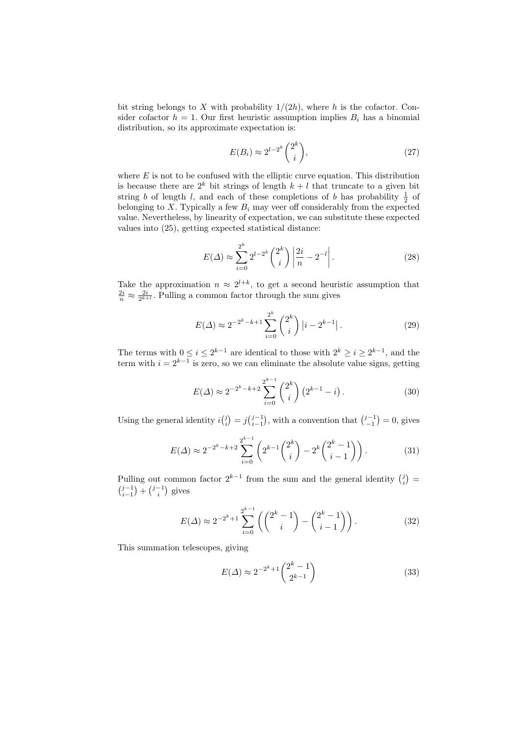bit string belongs to $X$ with probability $1/(2h)$, where $h$ is the cofactor. Consider cofactor $h = 1$. Our first heuristic assumption implies $B_i$ has a binomial distribution, so its approximate expectation is:

$$E(B_i) \approx 2^{l-2^k} \binom{2^k}{i}, \tag{27}$$

where $E$ is not to be confused with the elliptic curve equation. This distribution is because there are $2^k$ bit strings of length $k + l$ that truncate to a given bit string $b$ of length $l$, and each of these completions of $b$ has probability $\frac{1}{2}$ of belonging to $X$. Typically a few $B_i$ may veer off considerably from the expected value. Nevertheless, by linearity of expectation, we can substitute these expected values into (25), getting expected statistical distance:

$$E(\Delta) \approx \sum_{i=0}^{2^k} 2^{l-2^k} \binom{2^k}{i} \left| \frac{2i}{n} - 2^{-l} \right|. \tag{28}$$

Take the approximation $n \approx 2^{l+k}$, to get a second heuristic assumption that $\frac{2i}{n} \approx \frac{2i}{2^{k+l}}$. Pulling a common factor through the sum gives

$$E(\Delta) \approx 2^{-2^k-k+1} \sum_{i=0}^{2^k} \binom{2^k}{i} \left| i - 2^{k-1} \right|. \tag{29}$$

The terms with $0 \leq i \leq 2^{k-1}$ are identical to those with $2^k \geq i \geq 2^{k-1}$, and the term with $i = 2^{k-1}$ is zero, so we can eliminate the absolute value signs, getting

$$E(\Delta) \approx 2^{-2^k-k+2} \sum_{i=0}^{2^{k-1}} \binom{2^k}{i} \left( 2^{k-1} - i \right). \tag{30}$$

Using the general identity $i\binom{j}{i} = j\binom{j-1}{i-1}$, with a convention that $\binom{j-1}{-1} = 0$, gives

$$E(\Delta) \approx 2^{-2^k-k+2} \sum_{i=0}^{2^{k-1}} \left( 2^{k-1} \binom{2^k}{i} - 2^k \binom{2^k - 1}{i-1} \right). \tag{31}$$

Pulling out common factor $2^{k-1}$ from the sum and the general identity $\binom{j}{i} = \binom{j-1}{i-1} + \binom{j-1}{i}$ gives

$$E(\Delta) \approx 2^{-2^k+1} \sum_{i=0}^{2^{k-1}} \left( \binom{2^k - 1}{i} - \binom{2^k - 1}{i-1} \right). \tag{32}$$

This summation telescopes, giving

$$E(\Delta) \approx 2^{-2^k+1} \binom{2^k - 1}{2^{k-1}} \tag{33}$$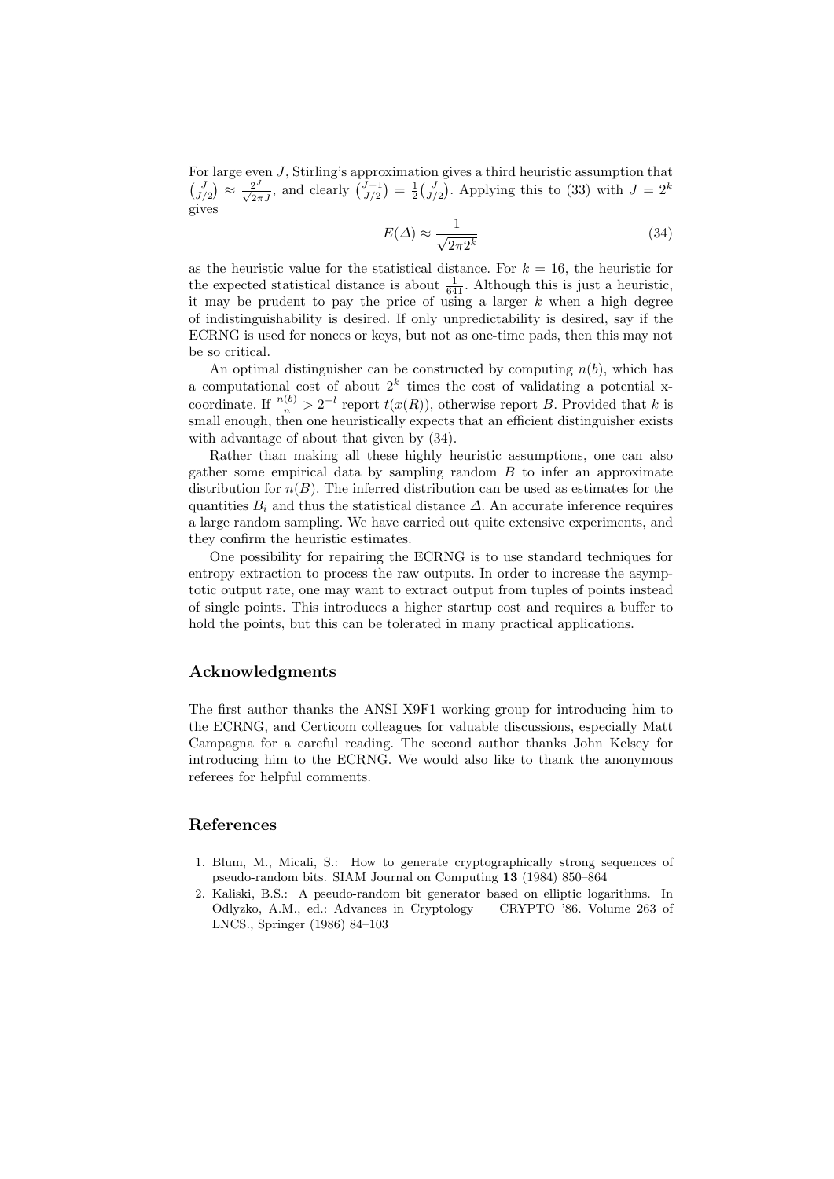For large even $J$, Stirling's approximation gives a third heuristic assumption that $\binom{J}{J/2} \approx \frac{2^J}{\sqrt{2\pi J}}$, and clearly $\binom{J-1}{J/2} = \frac{1}{2}\binom{J}{J/2}$. Applying this to (33) with $J = 2^k$ gives

$$E(\Delta) \approx \frac{1}{\sqrt{2\pi 2^k}} \tag{34}$$

as the heuristic value for the statistical distance. For $k = 16$, the heuristic for the expected statistical distance is about $\frac{1}{641}$. Although this is just a heuristic, it may be prudent to pay the price of using a larger $k$ when a high degree of indistinguishability is desired. If only unpredictability is desired, say if the ECRNG is used for nonces or keys, but not as one-time pads, then this may not be so critical.

An optimal distinguisher can be constructed by computing $n(b)$, which has a computational cost of about $2^k$ times the cost of validating a potential x-coordinate. If $\frac{n(b)}{n} > 2^{-l}$ report $t(x(R))$, otherwise report $B$. Provided that $k$ is small enough, then one heuristically expects that an efficient distinguisher exists with advantage of about that given by (34).

Rather than making all these highly heuristic assumptions, one can also gather some empirical data by sampling random $B$ to infer an approximate distribution for $n(B)$. The inferred distribution can be used as estimates for the quantities $B_i$ and thus the statistical distance $\Delta$. An accurate inference requires a large random sampling. We have carried out quite extensive experiments, and they confirm the heuristic estimates.

One possibility for repairing the ECRNG is to use standard techniques for entropy extraction to process the raw outputs. In order to increase the asymptotic output rate, one may want to extract output from tuples of points instead of single points. This introduces a higher startup cost and requires a buffer to hold the points, but this can be tolerated in many practical applications.

## Acknowledgments

The first author thanks the ANSI X9F1 working group for introducing him to the ECRNG, and Certicom colleagues for valuable discussions, especially Matt Campagna for a careful reading. The second author thanks John Kelsey for introducing him to the ECRNG. We would also like to thank the anonymous referees for helpful comments.

## References

1. Blum, M., Micali, S.: How to generate cryptographically strong sequences of pseudo-random bits. SIAM Journal on Computing **13** (1984) 850–864
2. Kaliski, B.S.: A pseudo-random bit generator based on elliptic logarithms. In Odlyzko, A.M., ed.: Advances in Cryptology — CRYPTO '86. Volume 263 of LNCS., Springer (1986) 84–103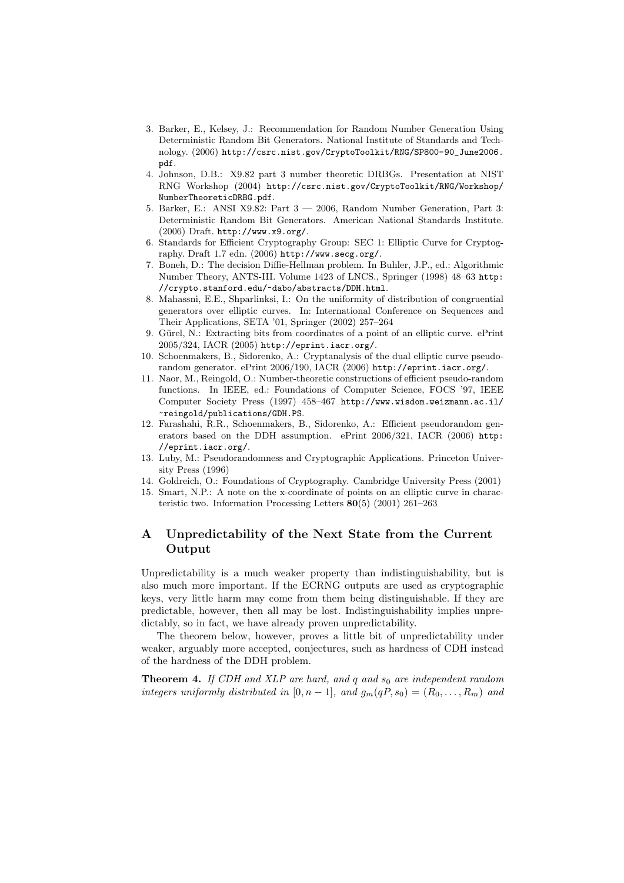3. Barker, E., Kelsey, J.: Recommendation for Random Number Generation Using Deterministic Random Bit Generators. National Institute of Standards and Technology. (2006) http://csrc.nist.gov/CryptoToolkit/RNG/SP800-90_June2006.pdf.
4. Johnson, D.B.: X9.82 part 3 number theoretic DRBGs. Presentation at NIST RNG Workshop (2004) http://csrc.nist.gov/CryptoToolkit/RNG/Workshop/NumberTheoreticDRBG.pdf.
5. Barker, E.: ANSI X9.82: Part 3 — 2006, Random Number Generation, Part 3: Deterministic Random Bit Generators. American National Standards Institute. (2006) Draft. http://www.x9.org/.
6. Standards for Efficient Cryptography Group: SEC 1: Elliptic Curve for Cryptography. Draft 1.7 edn. (2006) http://www.secg.org/.
7. Boneh, D.: The decision Diffie-Hellman problem. In Buhler, J.P., ed.: Algorithmic Number Theory, ANTS-III. Volume 1423 of LNCS., Springer (1998) 48–63 http://crypto.stanford.edu/~dabo/abstracts/DDH.html.
8. Mahassni, E.E., Shparlinksi, I.: On the uniformity of distribution of congruential generators over elliptic curves. In: International Conference on Sequences and Their Applications, SETA '01, Springer (2002) 257–264
9. Gürel, N.: Extracting bits from coordinates of a point of an elliptic curve. ePrint 2005/324, IACR (2005) http://eprint.iacr.org/.
10. Schoenmakers, B., Sidorenko, A.: Cryptanalysis of the dual elliptic curve pseudorandom generator. ePrint 2006/190, IACR (2006) http://eprint.iacr.org/.
11. Naor, M., Reingold, O.: Number-theoretic constructions of efficient pseudo-random functions. In IEEE, ed.: Foundations of Computer Science, FOCS '97, IEEE Computer Society Press (1997) 458–467 http://www.wisdom.weizmann.ac.il/~reingold/publications/GDH.PS.
12. Farashahi, R.R., Schoenmakers, B., Sidorenko, A.: Efficient pseudorandom generators based on the DDH assumption. ePrint 2006/321, IACR (2006) http://eprint.iacr.org/.
13. Luby, M.: Pseudorandomness and Cryptographic Applications. Princeton University Press (1996)
14. Goldreich, O.: Foundations of Cryptography. Cambridge University Press (2001)
15. Smart, N.P.: A note on the x-coordinate of points on an elliptic curve in characteristic two. Information Processing Letters **80**(5) (2001) 261–263

# A Unpredictability of the Next State from the Current Output

Unpredictability is a much weaker property than indistinguishability, but is also much more important. If the ECRNG outputs are used as cryptographic keys, very little harm may come from them being distinguishable. If they are predictable, however, then all may be lost. Indistinguishability implies unpredictably, so in fact, we have already proven unpredictability.

The theorem below, however, proves a little bit of unpredictability under weaker, arguably more accepted, conjectures, such as hardness of CDH instead of the hardness of the DDH problem.

**Theorem 4.** *If CDH and XLP are hard, and $q$ and $s_0$ are independent random integers uniformly distributed in $[0, n-1]$, and $g_m(qP, s_0) = (R_0, \ldots, R_m)$ and*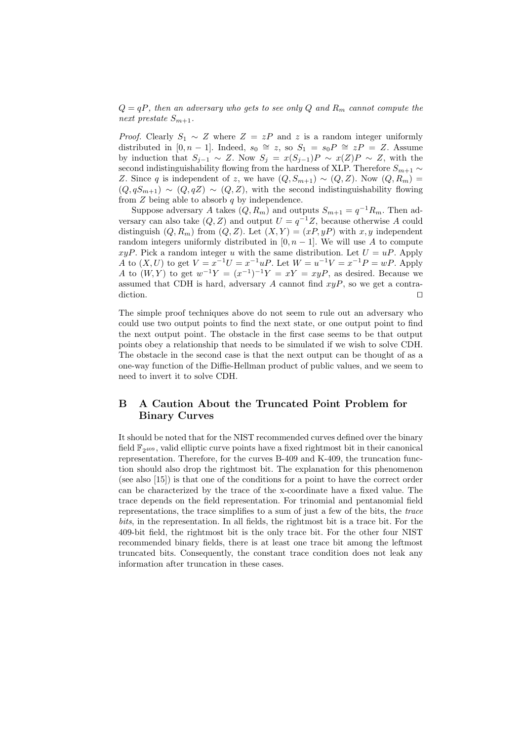*$Q = qP$, then an adversary who gets to see only $Q$ and $R_m$ cannot compute the next prestate $S_{m+1}$.*

*Proof.* Clearly $S_1 \sim Z$ where $Z = zP$ and $z$ is a random integer uniformly distributed in $[0, n-1]$. Indeed, $s_0 \cong z$, so $S_1 = s_0 P \cong zP = Z$. Assume by induction that $S_{j-1} \sim Z$. Now $S_j = x(S_{j-1})P \sim x(Z)P \sim Z$, with the second indistinguishability flowing from the hardness of XLP. Therefore $S_{m+1} \sim Z$. Since $q$ is independent of $z$, we have $(Q, S_{m+1}) \sim (Q, Z)$. Now $(Q, R_m) = (Q, qS_{m+1}) \sim (Q, qZ) \sim (Q, Z)$, with the second indistinguishability flowing from $Z$ being able to absorb $q$ by independence.

Suppose adversary $A$ takes $(Q, R_m)$ and outputs $S_{m+1} = q^{-1}R_m$. Then adversary can also take $(Q, Z)$ and output $U = q^{-1}Z$, because otherwise $A$ could distinguish $(Q, R_m)$ from $(Q, Z)$. Let $(X, Y) = (xP, yP)$ with $x, y$ independent random integers uniformly distributed in $[0, n-1]$. We will use $A$ to compute $xyP$. Pick a random integer $u$ with the same distribution. Let $U = uP$. Apply $A$ to $(X, U)$ to get $V = x^{-1}U = x^{-1}uP$. Let $W = u^{-1}V = x^{-1}P = wP$. Apply $A$ to $(W, Y)$ to get $w^{-1}Y = (x^{-1})^{-1}Y = xY = xyP$, as desired. Because we assumed that CDH is hard, adversary $A$ cannot find $xyP$, so we get a contradiction. $\square$

The simple proof techniques above do not seem to rule out an adversary who could use two output points to find the next state, or one output point to find the next output point. The obstacle in the first case seems to be that output points obey a relationship that needs to be simulated if we wish to solve CDH. The obstacle in the second case is that the next output can be thought of as a one-way function of the Diffie-Hellman product of public values, and we seem to need to invert it to solve CDH.

## B A Caution About the Truncated Point Problem for Binary Curves

It should be noted that for the NIST recommended curves defined over the binary field $\mathbb{F}_{2^{409}}$, valid elliptic curve points have a fixed rightmost bit in their canonical representation. Therefore, for the curves B-409 and K-409, the truncation function should also drop the rightmost bit. The explanation for this phenomenon (see also [15]) is that one of the conditions for a point to have the correct order can be characterized by the trace of the x-coordinate have a fixed value. The trace depends on the field representation. For trinomial and pentanomial field representations, the trace simplifies to a sum of just a few of the bits, the *trace bits*, in the representation. In all fields, the rightmost bit is a trace bit. For the 409-bit field, the rightmost bit is the only trace bit. For the other four NIST recommended binary fields, there is at least one trace bit among the leftmost truncated bits. Consequently, the constant trace condition does not leak any information after truncation in these cases.